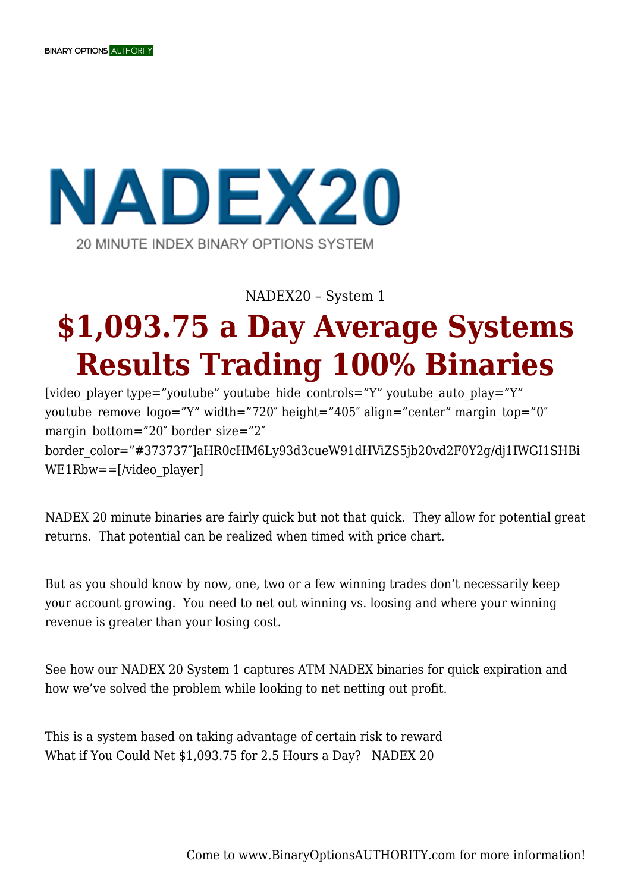NADEX20

20 MINUTE INDEX BINARY OPTIONS SYSTEM

NADEX20 – System 1

# $1,093.75 a Day Average Systems Results Trading 100% Binaries

[video_player type="youtube" youtube_hide_controls="Y" youtube_auto_play="Y" youtube_remove_logo="Y" width="720″ height="405″ align="center" margin_top="0″ margin_bottom="20″ border_size="2″ border_color="#373737″]aHR0cHM6Ly93d3cueW91dHViZS5jb20vd2F0Y2g/dj1IWGI1SHBiWE1Rbw==[/video_player]

NADEX 20 minute binaries are fairly quick but not that quick. They allow for potential great returns. That potential can be realized when timed with price chart.

But as you should know by now, one, two or a few winning trades don't necessarily keep your account growing. You need to net out winning vs. loosing and where your winning revenue is greater than your losing cost.

See how our NADEX 20 System 1 captures ATM NADEX binaries for quick expiration and how we've solved the problem while looking to net netting out profit.

This is a system based on taking advantage of certain risk to reward
What if You Could Net $1,093.75 for 2.5 Hours a Day? NADEX 20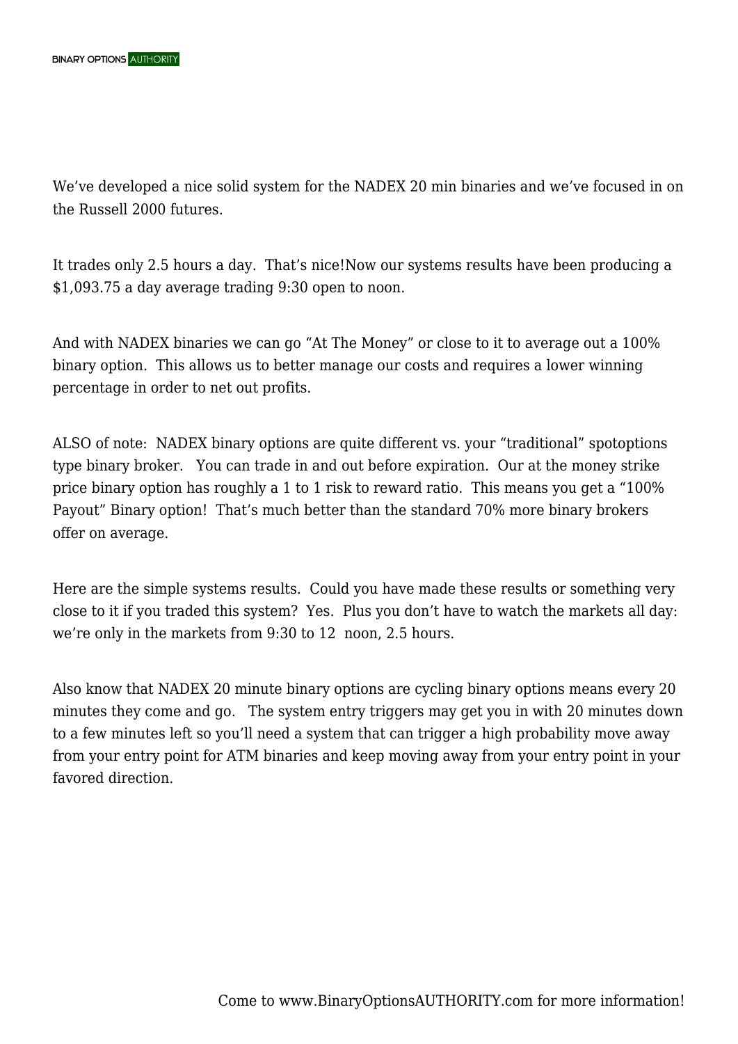We've developed a nice solid system for the NADEX 20 min binaries and we've focused in on the Russell 2000 futures.

It trades only 2.5 hours a day.  That's nice!Now our systems results have been producing a $1,093.75 a day average trading 9:30 open to noon.

And with NADEX binaries we can go "At The Money" or close to it to average out a 100% binary option.  This allows us to better manage our costs and requires a lower winning percentage in order to net out profits.

ALSO of note:  NADEX binary options are quite different vs. your "traditional" spotoptions type binary broker.   You can trade in and out before expiration.  Our at the money strike price binary option has roughly a 1 to 1 risk to reward ratio.  This means you get a "100% Payout" Binary option!  That's much better than the standard 70% more binary brokers offer on average.

Here are the simple systems results.  Could you have made these results or something very close to it if you traded this system?  Yes.  Plus you don't have to watch the markets all day: we're only in the markets from 9:30 to 12  noon, 2.5 hours.

Also know that NADEX 20 minute binary options are cycling binary options means every 20 minutes they come and go.   The system entry triggers may get you in with 20 minutes down to a few minutes left so you'll need a system that can trigger a high probability move away from your entry point for ATM binaries and keep moving away from your entry point in your favored direction.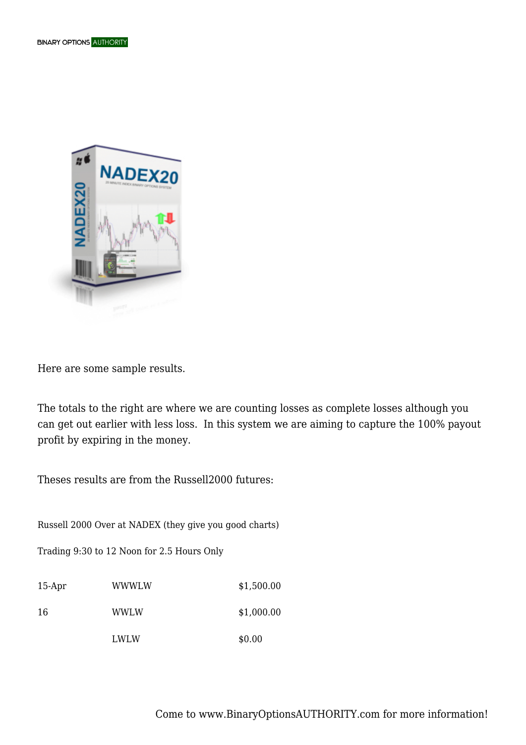Here are some sample results.

The totals to the right are where we are counting losses as complete losses although you can get out earlier with less loss.  In this system we are aiming to capture the 100% payout profit by expiring in the money.

Theses results are from the Russell2000 futures:

Russell 2000 Over at NADEX (they give you good charts)

Trading 9:30 to 12 Noon for 2.5 Hours Only

| | | |
|---|---|---|
| 15-Apr | WWWLW | $1,500.00 |
| 16 | WWLW | $1,000.00 |
| | LWLW | $0.00 |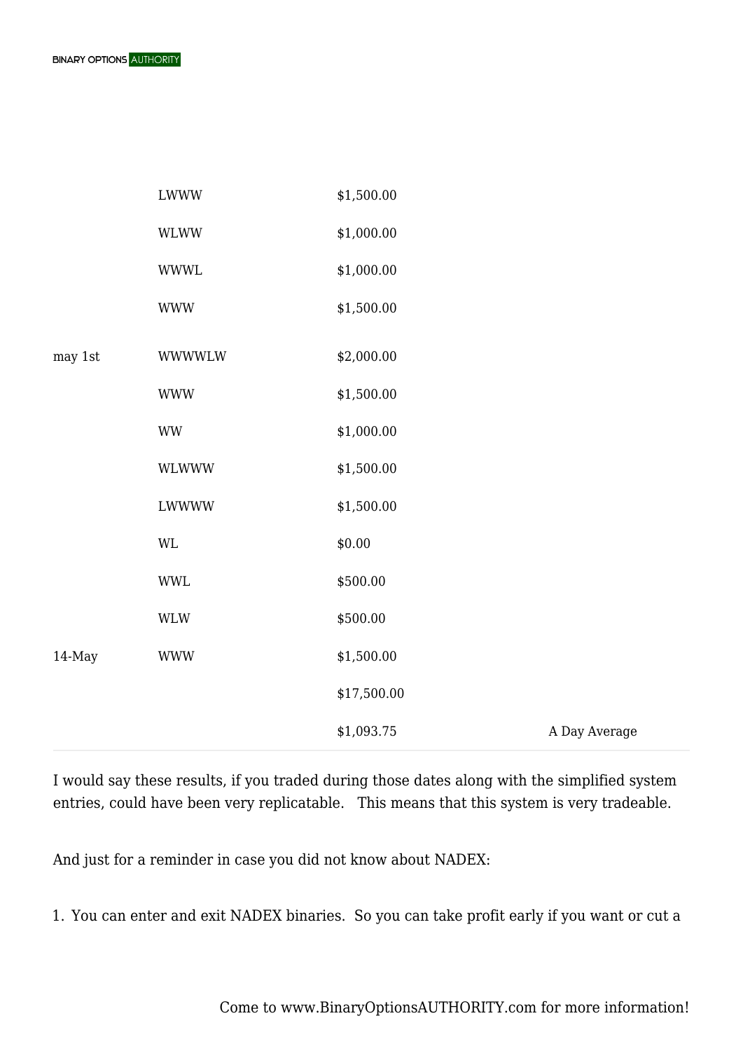| | | | |
|---|---|---|---|
| | LWWW | $1,500.00 | |
| | WLWW | $1,000.00 | |
| | WWWL | $1,000.00 | |
| | WWW | $1,500.00 | |
| may 1st | WWWWLW | $2,000.00 | |
| | WWW | $1,500.00 | |
| | WW | $1,000.00 | |
| | WLWWW | $1,500.00 | |
| | LWWWW | $1,500.00 | |
| | WL | $0.00 | |
| | WWL | $500.00 | |
| | WLW | $500.00 | |
| 14-May | WWW | $1,500.00 | |
| | | $17,500.00 | |
| | | $1,093.75 | A Day Average |

I would say these results, if you traded during those dates along with the simplified system entries, could have been very replicatable. This means that this system is very tradeable.

And just for a reminder in case you did not know about NADEX:

1. You can enter and exit NADEX binaries. So you can take profit early if you want or cut a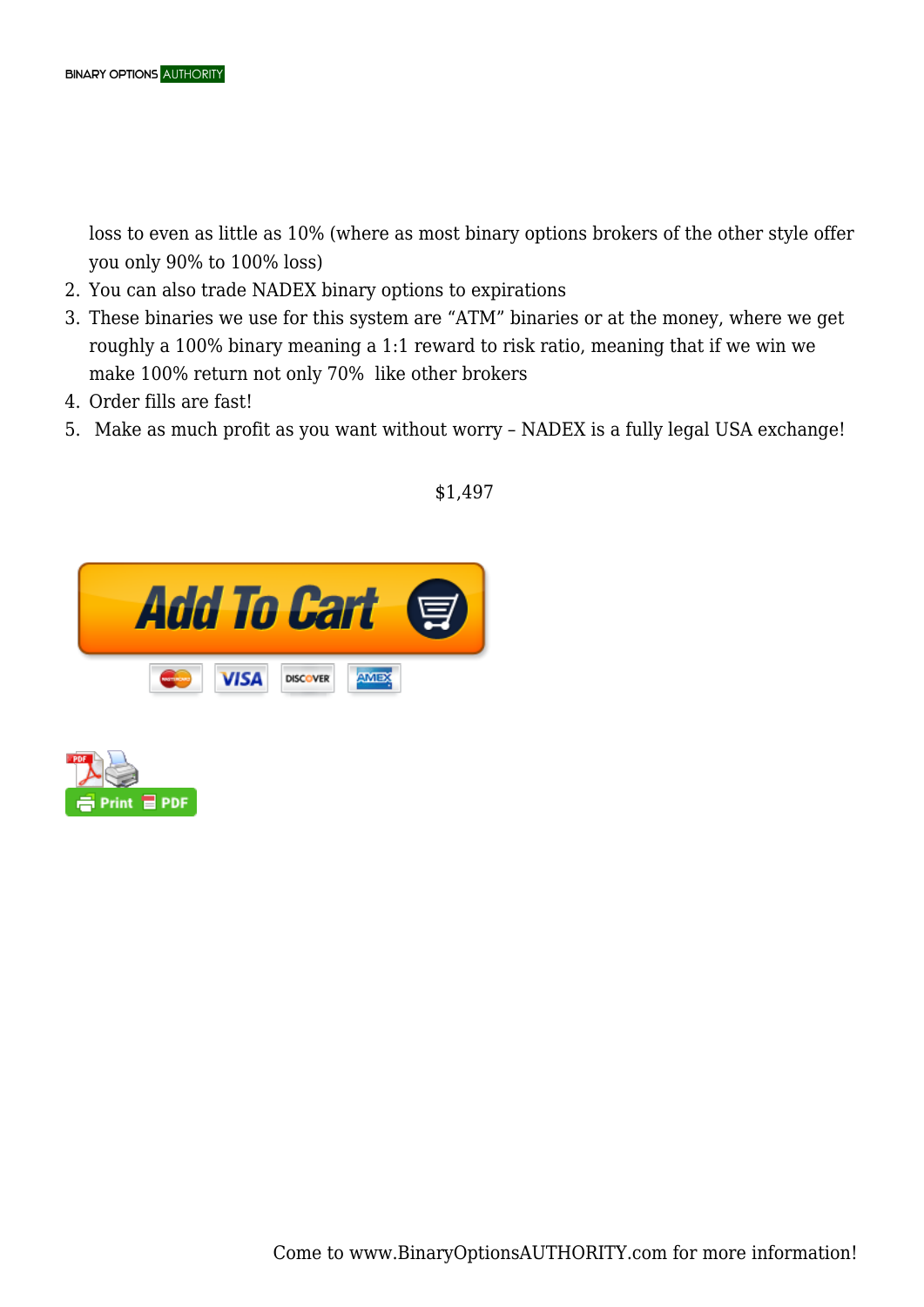loss to even as little as 10% (where as most binary options brokers of the other style offer you only 90% to 100% loss)

2. You can also trade NADEX binary options to expirations
3. These binaries we use for this system are "ATM" binaries or at the money, where we get roughly a 100% binary meaning a 1:1 reward to risk ratio, meaning that if we win we make 100% return not only 70%  like other brokers
4. Order fills are fast!
5. Make as much profit as you want without worry – NADEX is a fully legal USA exchange!

$1,497

Add To Cart

Print PDF

Come to www.BinaryOptionsAUTHORITY.com for more information!